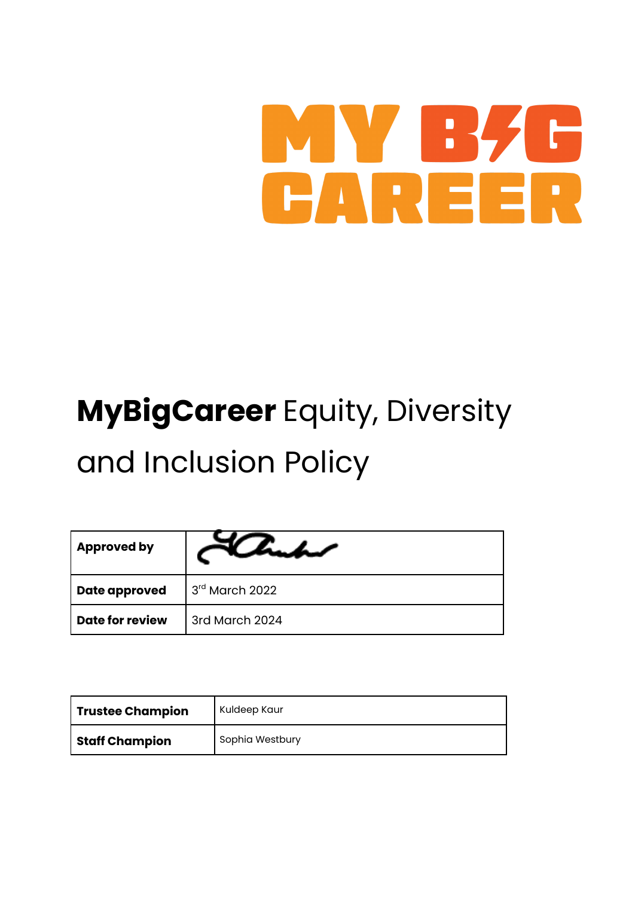MY BIG CAREER

# **MyBigCareer** Equity, Diversity and Inclusion Policy

| **Approved by** | |
|---|---|
| **Date approved** | 3rd March 2022 |
| **Date for review** | 3rd March 2024 |

| **Trustee Champion** | Kuldeep Kaur |
|---|---|
| **Staff Champion** | Sophia Westbury |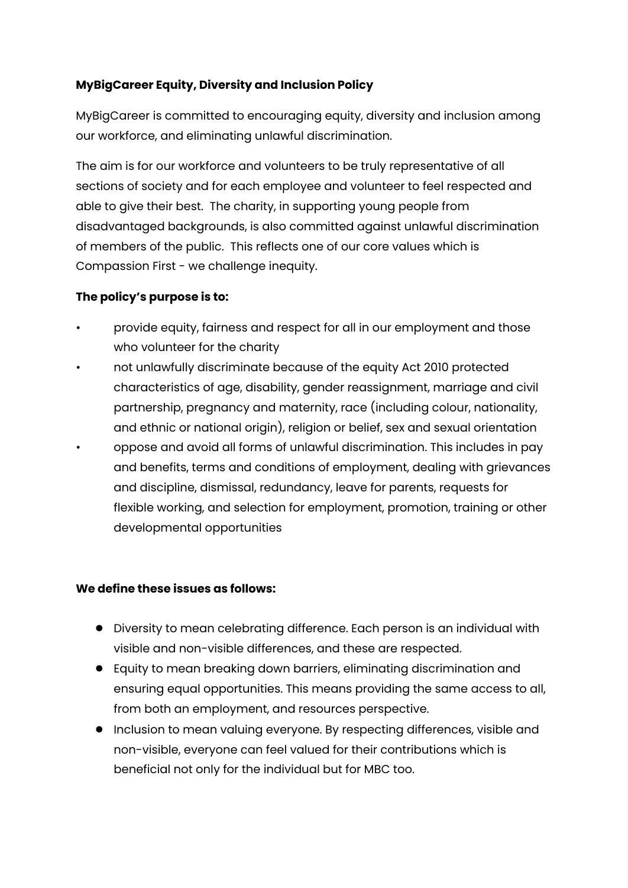**MyBigCareer Equity, Diversity and Inclusion Policy**

MyBigCareer is committed to encouraging equity, diversity and inclusion among our workforce, and eliminating unlawful discrimination.

The aim is for our workforce and volunteers to be truly representative of all sections of society and for each employee and volunteer to feel respected and able to give their best. The charity, in supporting young people from disadvantaged backgrounds, is also committed against unlawful discrimination of members of the public. This reflects one of our core values which is Compassion First - we challenge inequity.

**The policy's purpose is to:**

- provide equity, fairness and respect for all in our employment and those who volunteer for the charity
- not unlawfully discriminate because of the equity Act 2010 protected characteristics of age, disability, gender reassignment, marriage and civil partnership, pregnancy and maternity, race (including colour, nationality, and ethnic or national origin), religion or belief, sex and sexual orientation
- oppose and avoid all forms of unlawful discrimination. This includes in pay and benefits, terms and conditions of employment, dealing with grievances and discipline, dismissal, redundancy, leave for parents, requests for flexible working, and selection for employment, promotion, training or other developmental opportunities

**We define these issues as follows:**

- Diversity to mean celebrating difference. Each person is an individual with visible and non-visible differences, and these are respected.
- Equity to mean breaking down barriers, eliminating discrimination and ensuring equal opportunities. This means providing the same access to all, from both an employment, and resources perspective.
- Inclusion to mean valuing everyone. By respecting differences, visible and non-visible, everyone can feel valued for their contributions which is beneficial not only for the individual but for MBC too.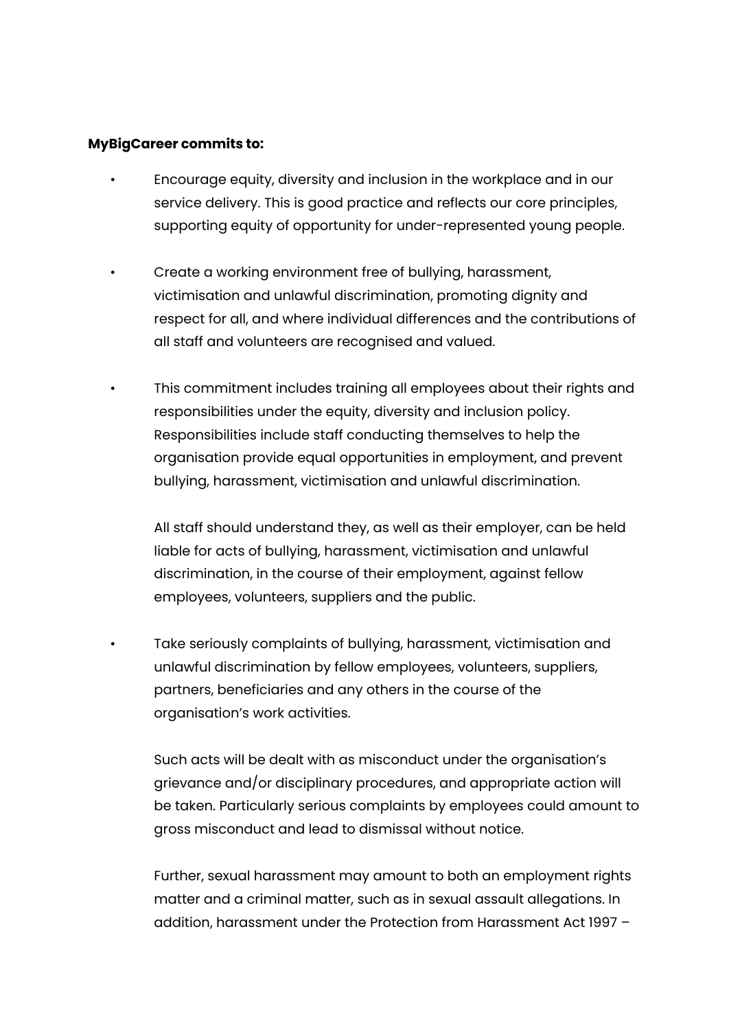**MyBigCareer commits to:**

- Encourage equity, diversity and inclusion in the workplace and in our service delivery. This is good practice and reflects our core principles, supporting equity of opportunity for under-represented young people.

- Create a working environment free of bullying, harassment, victimisation and unlawful discrimination, promoting dignity and respect for all, and where individual differences and the contributions of all staff and volunteers are recognised and valued.

- This commitment includes training all employees about their rights and responsibilities under the equity, diversity and inclusion policy. Responsibilities include staff conducting themselves to help the organisation provide equal opportunities in employment, and prevent bullying, harassment, victimisation and unlawful discrimination.

  All staff should understand they, as well as their employer, can be held liable for acts of bullying, harassment, victimisation and unlawful discrimination, in the course of their employment, against fellow employees, volunteers, suppliers and the public.

- Take seriously complaints of bullying, harassment, victimisation and unlawful discrimination by fellow employees, volunteers, suppliers, partners, beneficiaries and any others in the course of the organisation's work activities.

  Such acts will be dealt with as misconduct under the organisation's grievance and/or disciplinary procedures, and appropriate action will be taken. Particularly serious complaints by employees could amount to gross misconduct and lead to dismissal without notice.

  Further, sexual harassment may amount to both an employment rights matter and a criminal matter, such as in sexual assault allegations. In addition, harassment under the Protection from Harassment Act 1997 –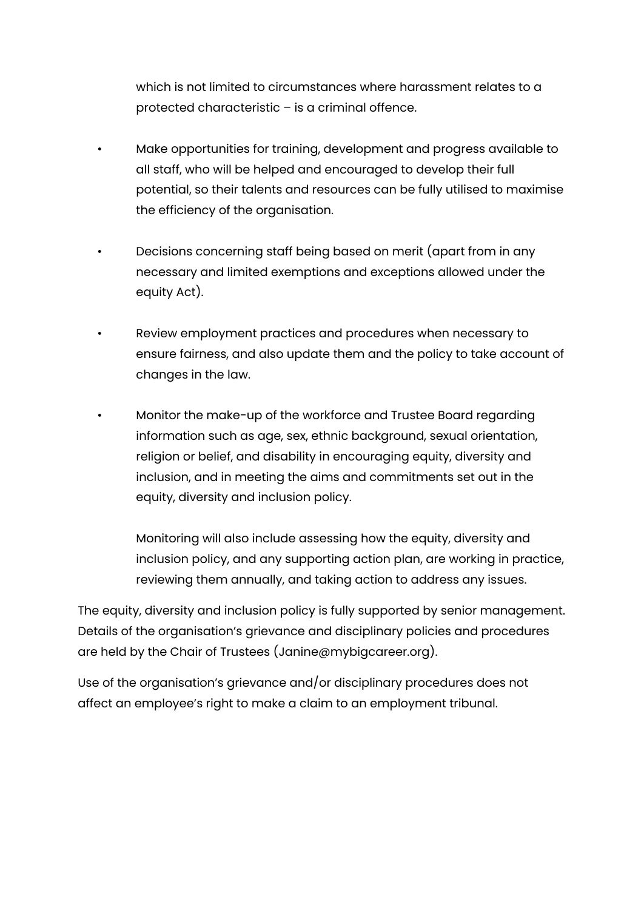which is not limited to circumstances where harassment relates to a protected characteristic – is a criminal offence.

- Make opportunities for training, development and progress available to all staff, who will be helped and encouraged to develop their full potential, so their talents and resources can be fully utilised to maximise the efficiency of the organisation.

- Decisions concerning staff being based on merit (apart from in any necessary and limited exemptions and exceptions allowed under the equity Act).

- Review employment practices and procedures when necessary to ensure fairness, and also update them and the policy to take account of changes in the law.

- Monitor the make-up of the workforce and Trustee Board regarding information such as age, sex, ethnic background, sexual orientation, religion or belief, and disability in encouraging equity, diversity and inclusion, and in meeting the aims and commitments set out in the equity, diversity and inclusion policy.

  Monitoring will also include assessing how the equity, diversity and inclusion policy, and any supporting action plan, are working in practice, reviewing them annually, and taking action to address any issues.

The equity, diversity and inclusion policy is fully supported by senior management. Details of the organisation's grievance and disciplinary policies and procedures are held by the Chair of Trustees (Janine@mybigcareer.org).

Use of the organisation's grievance and/or disciplinary procedures does not affect an employee's right to make a claim to an employment tribunal.